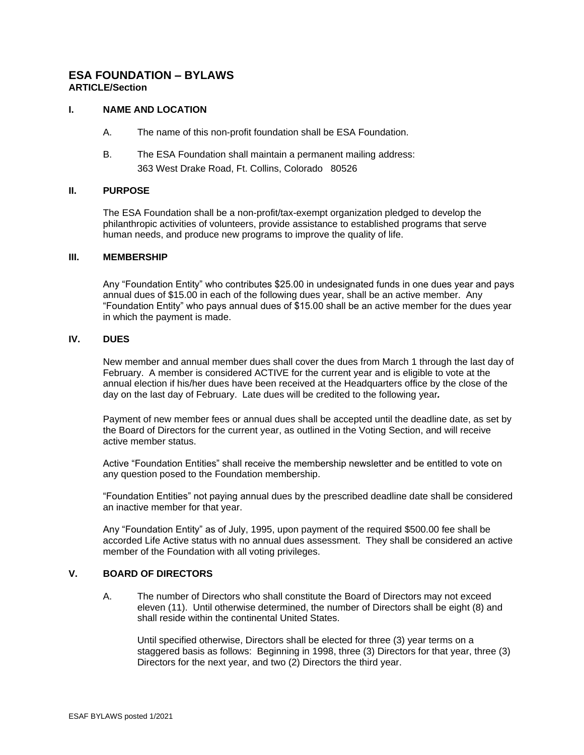# ESA FOUNDATION – BYLAWS

**ARTICLE/Section**

## I. NAME AND LOCATION

A. The name of this non-profit foundation shall be ESA Foundation.

B. The ESA Foundation shall maintain a permanent mailing address:
363 West Drake Road, Ft. Collins, Colorado 80526

## II. PURPOSE

The ESA Foundation shall be a non-profit/tax-exempt organization pledged to develop the philanthropic activities of volunteers, provide assistance to established programs that serve human needs, and produce new programs to improve the quality of life.

## III. MEMBERSHIP

Any "Foundation Entity" who contributes $25.00 in undesignated funds in one dues year and pays annual dues of $15.00 in each of the following dues year, shall be an active member. Any "Foundation Entity" who pays annual dues of $15.00 shall be an active member for the dues year in which the payment is made.

## IV. DUES

New member and annual member dues shall cover the dues from March 1 through the last day of February. A member is considered ACTIVE for the current year and is eligible to vote at the annual election if his/her dues have been received at the Headquarters office by the close of the day on the last day of February. Late dues will be credited to the following year***.***

Payment of new member fees or annual dues shall be accepted until the deadline date, as set by the Board of Directors for the current year, as outlined in the Voting Section, and will receive active member status.

Active "Foundation Entities" shall receive the membership newsletter and be entitled to vote on any question posed to the Foundation membership.

"Foundation Entities" not paying annual dues by the prescribed deadline date shall be considered an inactive member for that year.

Any "Foundation Entity" as of July, 1995, upon payment of the required $500.00 fee shall be accorded Life Active status with no annual dues assessment. They shall be considered an active member of the Foundation with all voting privileges.

## V. BOARD OF DIRECTORS

A. The number of Directors who shall constitute the Board of Directors may not exceed eleven (11). Until otherwise determined, the number of Directors shall be eight (8) and shall reside within the continental United States.

Until specified otherwise, Directors shall be elected for three (3) year terms on a staggered basis as follows: Beginning in 1998, three (3) Directors for that year, three (3) Directors for the next year, and two (2) Directors the third year.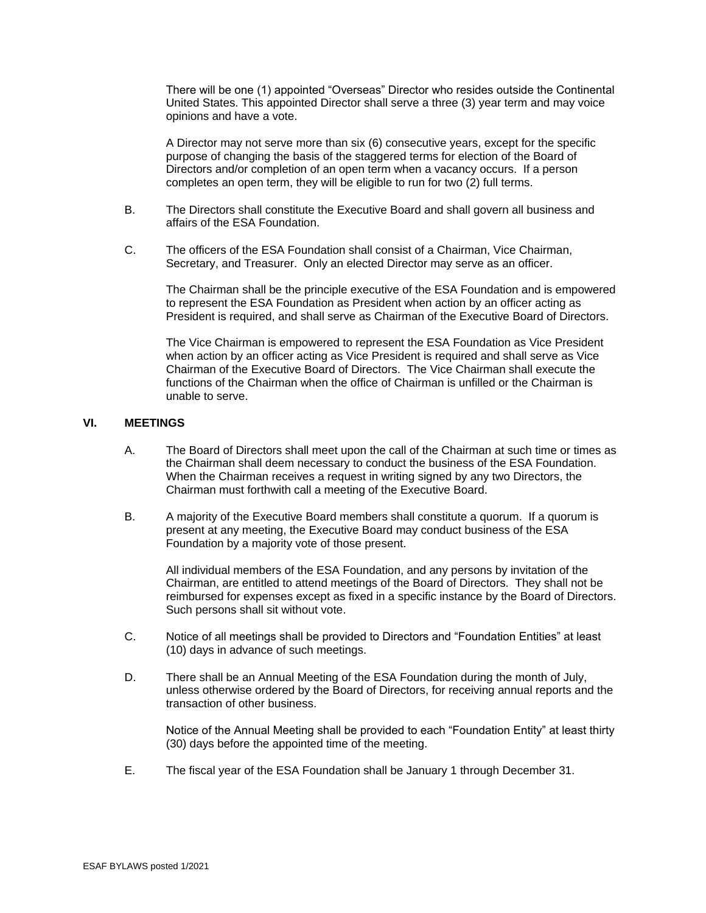There will be one (1) appointed "Overseas" Director who resides outside the Continental United States. This appointed Director shall serve a three (3) year term and may voice opinions and have a vote.

A Director may not serve more than six (6) consecutive years, except for the specific purpose of changing the basis of the staggered terms for election of the Board of Directors and/or completion of an open term when a vacancy occurs. If a person completes an open term, they will be eligible to run for two (2) full terms.

B. The Directors shall constitute the Executive Board and shall govern all business and affairs of the ESA Foundation.

C. The officers of the ESA Foundation shall consist of a Chairman, Vice Chairman, Secretary, and Treasurer. Only an elected Director may serve as an officer.

The Chairman shall be the principle executive of the ESA Foundation and is empowered to represent the ESA Foundation as President when action by an officer acting as President is required, and shall serve as Chairman of the Executive Board of Directors.

The Vice Chairman is empowered to represent the ESA Foundation as Vice President when action by an officer acting as Vice President is required and shall serve as Vice Chairman of the Executive Board of Directors. The Vice Chairman shall execute the functions of the Chairman when the office of Chairman is unfilled or the Chairman is unable to serve.

## VI. MEETINGS

A. The Board of Directors shall meet upon the call of the Chairman at such time or times as the Chairman shall deem necessary to conduct the business of the ESA Foundation. When the Chairman receives a request in writing signed by any two Directors, the Chairman must forthwith call a meeting of the Executive Board.

B. A majority of the Executive Board members shall constitute a quorum. If a quorum is present at any meeting, the Executive Board may conduct business of the ESA Foundation by a majority vote of those present.

All individual members of the ESA Foundation, and any persons by invitation of the Chairman, are entitled to attend meetings of the Board of Directors. They shall not be reimbursed for expenses except as fixed in a specific instance by the Board of Directors. Such persons shall sit without vote.

C. Notice of all meetings shall be provided to Directors and "Foundation Entities" at least (10) days in advance of such meetings.

D. There shall be an Annual Meeting of the ESA Foundation during the month of July, unless otherwise ordered by the Board of Directors, for receiving annual reports and the transaction of other business.

Notice of the Annual Meeting shall be provided to each "Foundation Entity" at least thirty (30) days before the appointed time of the meeting.

E. The fiscal year of the ESA Foundation shall be January 1 through December 31.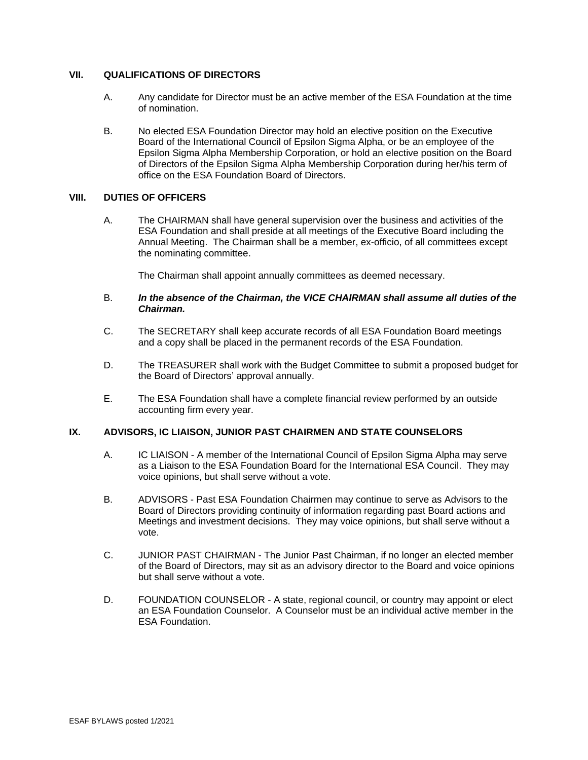## VII. QUALIFICATIONS OF DIRECTORS

A. Any candidate for Director must be an active member of the ESA Foundation at the time of nomination.

B. No elected ESA Foundation Director may hold an elective position on the Executive Board of the International Council of Epsilon Sigma Alpha, or be an employee of the Epsilon Sigma Alpha Membership Corporation, or hold an elective position on the Board of Directors of the Epsilon Sigma Alpha Membership Corporation during her/his term of office on the ESA Foundation Board of Directors.

## VIII. DUTIES OF OFFICERS

A. The CHAIRMAN shall have general supervision over the business and activities of the ESA Foundation and shall preside at all meetings of the Executive Board including the Annual Meeting. The Chairman shall be a member, ex-officio, of all committees except the nominating committee.

The Chairman shall appoint annually committees as deemed necessary.

B. ***In the absence of the Chairman, the VICE CHAIRMAN shall assume all duties of the Chairman.***

C. The SECRETARY shall keep accurate records of all ESA Foundation Board meetings and a copy shall be placed in the permanent records of the ESA Foundation.

D. The TREASURER shall work with the Budget Committee to submit a proposed budget for the Board of Directors' approval annually.

E. The ESA Foundation shall have a complete financial review performed by an outside accounting firm every year.

## IX. ADVISORS, IC LIAISON, JUNIOR PAST CHAIRMEN AND STATE COUNSELORS

A. IC LIAISON - A member of the International Council of Epsilon Sigma Alpha may serve as a Liaison to the ESA Foundation Board for the International ESA Council. They may voice opinions, but shall serve without a vote.

B. ADVISORS - Past ESA Foundation Chairmen may continue to serve as Advisors to the Board of Directors providing continuity of information regarding past Board actions and Meetings and investment decisions. They may voice opinions, but shall serve without a vote.

C. JUNIOR PAST CHAIRMAN - The Junior Past Chairman, if no longer an elected member of the Board of Directors, may sit as an advisory director to the Board and voice opinions but shall serve without a vote.

D. FOUNDATION COUNSELOR - A state, regional council, or country may appoint or elect an ESA Foundation Counselor. A Counselor must be an individual active member in the ESA Foundation.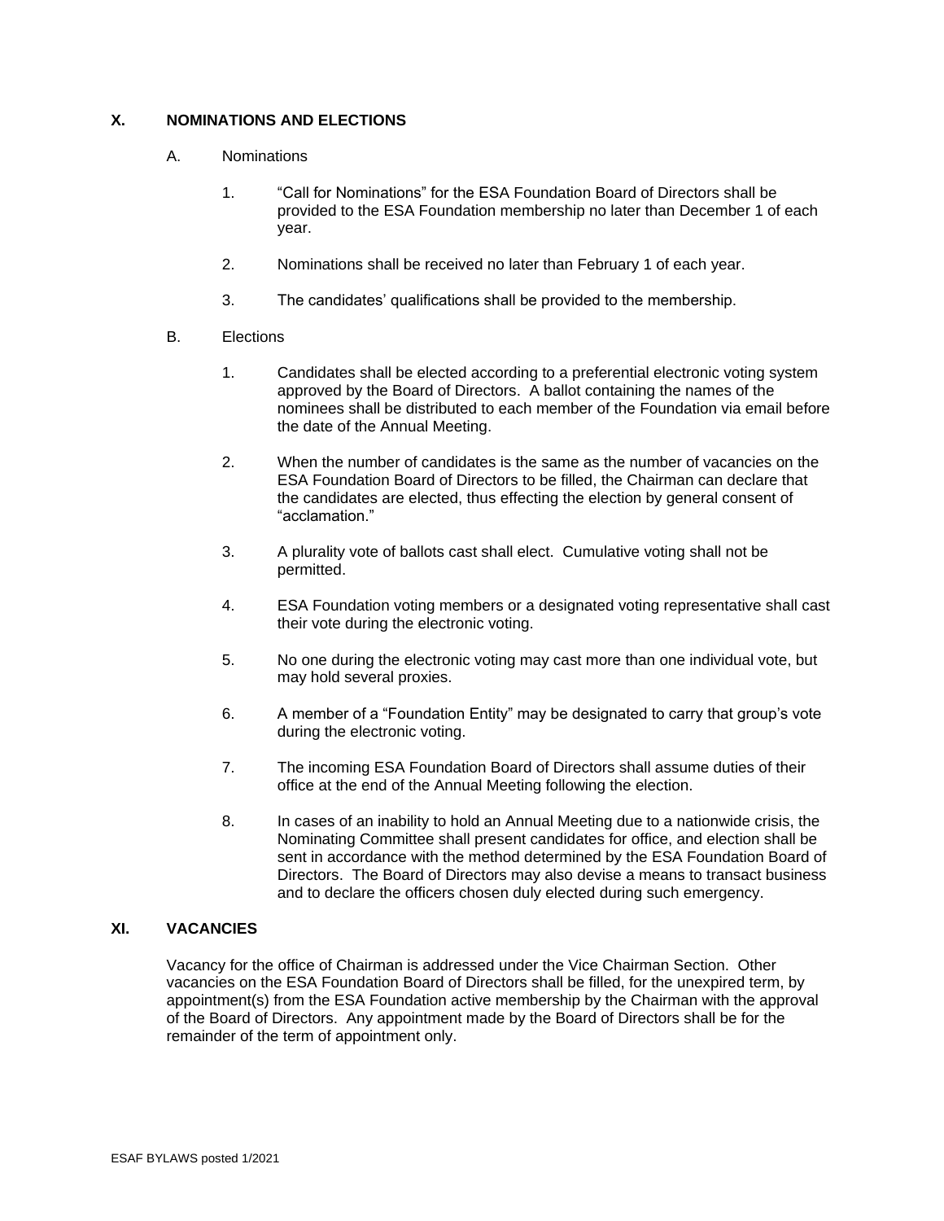## X. NOMINATIONS AND ELECTIONS

A. Nominations

1. "Call for Nominations" for the ESA Foundation Board of Directors shall be provided to the ESA Foundation membership no later than December 1 of each year.

2. Nominations shall be received no later than February 1 of each year.

3. The candidates' qualifications shall be provided to the membership.

B. Elections

1. Candidates shall be elected according to a preferential electronic voting system approved by the Board of Directors. A ballot containing the names of the nominees shall be distributed to each member of the Foundation via email before the date of the Annual Meeting.

2. When the number of candidates is the same as the number of vacancies on the ESA Foundation Board of Directors to be filled, the Chairman can declare that the candidates are elected, thus effecting the election by general consent of "acclamation."

3. A plurality vote of ballots cast shall elect. Cumulative voting shall not be permitted.

4. ESA Foundation voting members or a designated voting representative shall cast their vote during the electronic voting.

5. No one during the electronic voting may cast more than one individual vote, but may hold several proxies.

6. A member of a "Foundation Entity" may be designated to carry that group's vote during the electronic voting.

7. The incoming ESA Foundation Board of Directors shall assume duties of their office at the end of the Annual Meeting following the election.

8. In cases of an inability to hold an Annual Meeting due to a nationwide crisis, the Nominating Committee shall present candidates for office, and election shall be sent in accordance with the method determined by the ESA Foundation Board of Directors. The Board of Directors may also devise a means to transact business and to declare the officers chosen duly elected during such emergency.

## XI. VACANCIES

Vacancy for the office of Chairman is addressed under the Vice Chairman Section. Other vacancies on the ESA Foundation Board of Directors shall be filled, for the unexpired term, by appointment(s) from the ESA Foundation active membership by the Chairman with the approval of the Board of Directors. Any appointment made by the Board of Directors shall be for the remainder of the term of appointment only.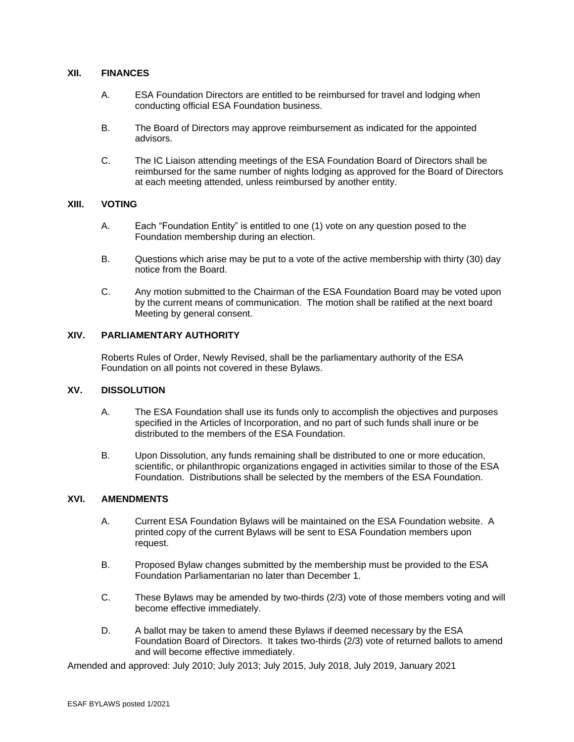## XII. FINANCES

A. ESA Foundation Directors are entitled to be reimbursed for travel and lodging when conducting official ESA Foundation business.

B. The Board of Directors may approve reimbursement as indicated for the appointed advisors.

C. The IC Liaison attending meetings of the ESA Foundation Board of Directors shall be reimbursed for the same number of nights lodging as approved for the Board of Directors at each meeting attended, unless reimbursed by another entity.

## XIII. VOTING

A. Each "Foundation Entity" is entitled to one (1) vote on any question posed to the Foundation membership during an election.

B. Questions which arise may be put to a vote of the active membership with thirty (30) day notice from the Board.

C. Any motion submitted to the Chairman of the ESA Foundation Board may be voted upon by the current means of communication. The motion shall be ratified at the next board Meeting by general consent.

## XIV. PARLIAMENTARY AUTHORITY

Roberts Rules of Order, Newly Revised, shall be the parliamentary authority of the ESA Foundation on all points not covered in these Bylaws.

## XV. DISSOLUTION

A. The ESA Foundation shall use its funds only to accomplish the objectives and purposes specified in the Articles of Incorporation, and no part of such funds shall inure or be distributed to the members of the ESA Foundation.

B. Upon Dissolution, any funds remaining shall be distributed to one or more education, scientific, or philanthropic organizations engaged in activities similar to those of the ESA Foundation. Distributions shall be selected by the members of the ESA Foundation.

## XVI. AMENDMENTS

A. Current ESA Foundation Bylaws will be maintained on the ESA Foundation website. A printed copy of the current Bylaws will be sent to ESA Foundation members upon request.

B. Proposed Bylaw changes submitted by the membership must be provided to the ESA Foundation Parliamentarian no later than December 1.

C. These Bylaws may be amended by two-thirds (2/3) vote of those members voting and will become effective immediately.

D. A ballot may be taken to amend these Bylaws if deemed necessary by the ESA Foundation Board of Directors. It takes two-thirds (2/3) vote of returned ballots to amend and will become effective immediately.

Amended and approved: July 2010; July 2013; July 2015, July 2018, July 2019, January 2021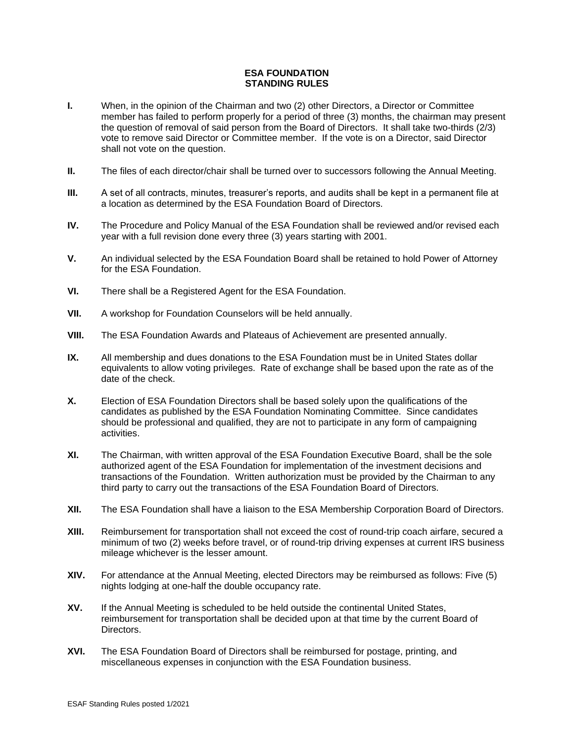# ESA FOUNDATION
# STANDING RULES

**I.** When, in the opinion of the Chairman and two (2) other Directors, a Director or Committee member has failed to perform properly for a period of three (3) months, the chairman may present the question of removal of said person from the Board of Directors. It shall take two-thirds (2/3) vote to remove said Director or Committee member. If the vote is on a Director, said Director shall not vote on the question.

**II.** The files of each director/chair shall be turned over to successors following the Annual Meeting.

**III.** A set of all contracts, minutes, treasurer's reports, and audits shall be kept in a permanent file at a location as determined by the ESA Foundation Board of Directors.

**IV.** The Procedure and Policy Manual of the ESA Foundation shall be reviewed and/or revised each year with a full revision done every three (3) years starting with 2001.

**V.** An individual selected by the ESA Foundation Board shall be retained to hold Power of Attorney for the ESA Foundation.

**VI.** There shall be a Registered Agent for the ESA Foundation.

**VII.** A workshop for Foundation Counselors will be held annually.

**VIII.** The ESA Foundation Awards and Plateaus of Achievement are presented annually.

**IX.** All membership and dues donations to the ESA Foundation must be in United States dollar equivalents to allow voting privileges. Rate of exchange shall be based upon the rate as of the date of the check.

**X.** Election of ESA Foundation Directors shall be based solely upon the qualifications of the candidates as published by the ESA Foundation Nominating Committee. Since candidates should be professional and qualified, they are not to participate in any form of campaigning activities.

**XI.** The Chairman, with written approval of the ESA Foundation Executive Board, shall be the sole authorized agent of the ESA Foundation for implementation of the investment decisions and transactions of the Foundation. Written authorization must be provided by the Chairman to any third party to carry out the transactions of the ESA Foundation Board of Directors.

**XII.** The ESA Foundation shall have a liaison to the ESA Membership Corporation Board of Directors.

**XIII.** Reimbursement for transportation shall not exceed the cost of round-trip coach airfare, secured a minimum of two (2) weeks before travel, or of round-trip driving expenses at current IRS business mileage whichever is the lesser amount.

**XIV.** For attendance at the Annual Meeting, elected Directors may be reimbursed as follows: Five (5) nights lodging at one-half the double occupancy rate.

**XV.** If the Annual Meeting is scheduled to be held outside the continental United States, reimbursement for transportation shall be decided upon at that time by the current Board of Directors.

**XVI.** The ESA Foundation Board of Directors shall be reimbursed for postage, printing, and miscellaneous expenses in conjunction with the ESA Foundation business.

ESAF Standing Rules posted 1/2021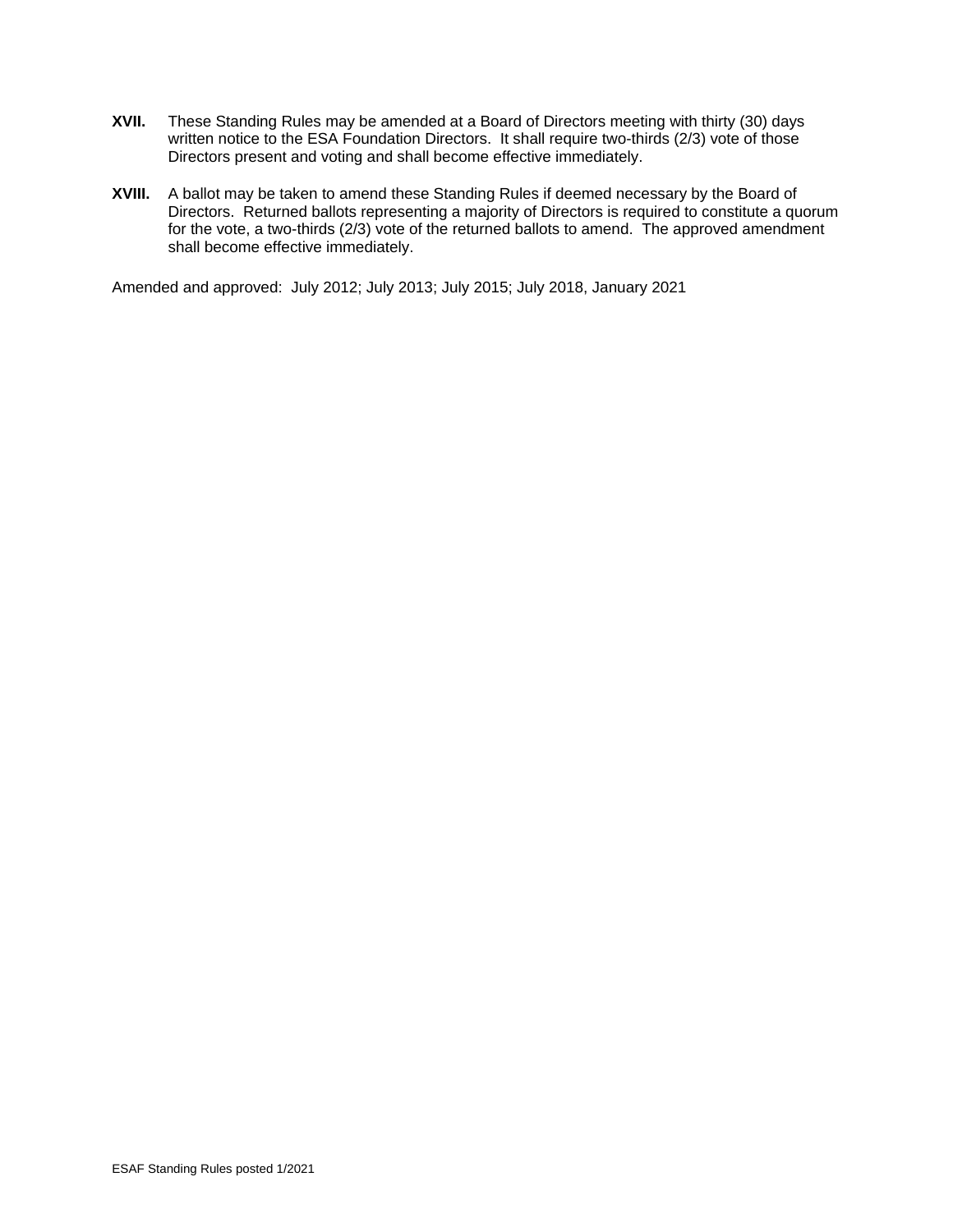**XVII.** These Standing Rules may be amended at a Board of Directors meeting with thirty (30) days written notice to the ESA Foundation Directors. It shall require two-thirds (2/3) vote of those Directors present and voting and shall become effective immediately.

**XVIII.** A ballot may be taken to amend these Standing Rules if deemed necessary by the Board of Directors. Returned ballots representing a majority of Directors is required to constitute a quorum for the vote, a two-thirds (2/3) vote of the returned ballots to amend. The approved amendment shall become effective immediately.

Amended and approved: July 2012; July 2013; July 2015; July 2018, January 2021